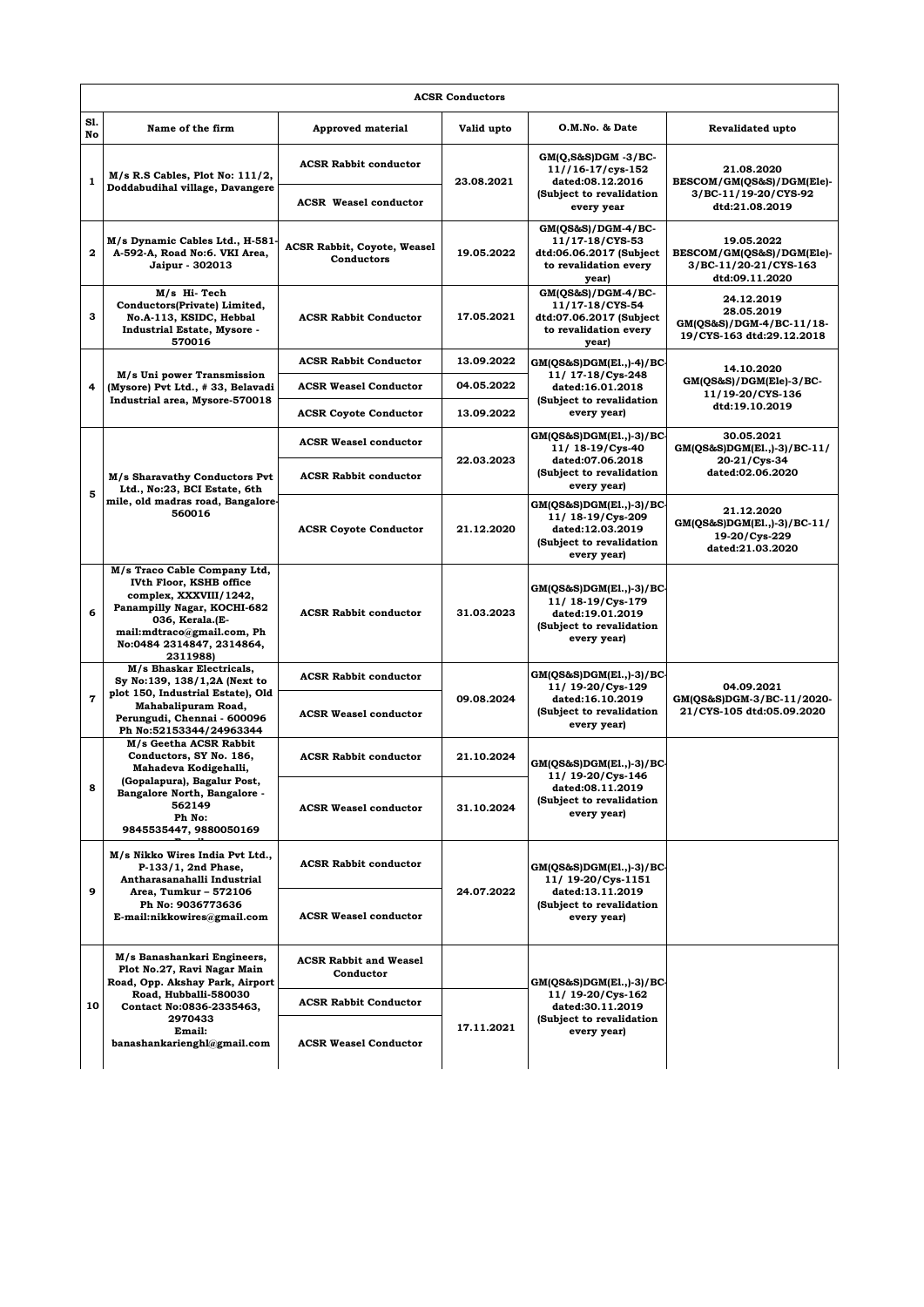# ACSR Conductors

| Sl. No | Name of the firm | Approved material | Valid upto | O.M.No. & Date | Revalidated upto |
|---|---|---|---|---|---|
| 1 | M/s R.S Cables, Plot No: 111/2, Doddabudihal village, Davangere | ACSR Rabbit conductor | 23.08.2021 | GM(Q,S&S)DGM -3/BC-11//16-17/cys-152 dated:08.12.2016 (Subject to revalidation every year | 21.08.2020 BESCOM/GM(QS&S)/DGM(Ele)-3/BC-11/19-20/CYS-92 dtd:21.08.2019 |
| | | ACSR Weasel conductor | | | |
| 2 | M/s Dynamic Cables Ltd., H-581-A-592-A, Road No:6. VKI Area, Jaipur - 302013 | ACSR Rabbit, Coyote, Weasel Conductors | 19.05.2022 | GM(QS&S)/DGM-4/BC-11/17-18/CYS-53 dtd:06.06.2017 (Subject to revalidation every year) | 19.05.2022 BESCOM/GM(QS&S)/DGM(Ele)-3/BC-11/20-21/CYS-163 dtd:09.11.2020 |
| 3 | M/s Hi- Tech Conductors(Private) Limited, No.A-113, KSIDC, Hebbal Industrial Estate, Mysore - 570016 | ACSR Rabbit Conductor | 17.05.2021 | GM(QS&S)/DGM-4/BC-11/17-18/CYS-54 dtd:07.06.2017 (Subject to revalidation every year) | 24.12.2019 28.05.2019 GM(QS&S)/DGM-4/BC-11/18-19/CYS-163 dtd:29.12.2018 |
| 4 | M/s Uni power Transmission (Mysore) Pvt Ltd., # 33, Belavadi Industrial area, Mysore-570018 | ACSR Rabbit Conductor | 13.09.2022 | GM(QS&S)DGM(El.,)-4)/BC-11/ 17-18/Cys-248 dated:16.01.2018 (Subject to revalidation every year) | 14.10.2020 GM(QS&S)/DGM(Ele)-3/BC-11/19-20/CYS-136 dtd:19.10.2019 |
| | | ACSR Weasel Conductor | 04.05.2022 | | |
| | | ACSR Coyote Conductor | 13.09.2022 | | |
| 5 | M/s Sharavathy Conductors Pvt Ltd., No:23, BCI Estate, 6th mile, old madras road, Bangalore-560016 | ACSR Weasel conductor | 22.03.2023 | GM(QS&S)DGM(El.,)-3)/BC-11/ 18-19/Cys-40 dated:07.06.2018 (Subject to revalidation every year) | 30.05.2021 GM(QS&S)DGM(El.,)-3)/BC-11/ 20-21/Cys-34 dated:02.06.2020 |
| | | ACSR Rabbit conductor | | | |
| | | ACSR Coyote Conductor | 21.12.2020 | GM(QS&S)DGM(El.,)-3)/BC-11/ 18-19/Cys-209 dated:12.03.2019 (Subject to revalidation every year) | 21.12.2020 GM(QS&S)DGM(El.,)-3)/BC-11/ 19-20/Cys-229 dated:21.03.2020 |
| 6 | M/s Traco Cable Company Ltd, IVth Floor, KSHB office complex, XXXVIII/1242, Panampilly Nagar, KOCHI-682 036, Kerala.(E-mail:mdtraco@gmail.com, Ph No:0484 2314847, 2314864, 2311988) | ACSR Rabbit conductor | 31.03.2023 | GM(QS&S)DGM(El.,)-3)/BC-11/ 18-19/Cys-179 dated:19.01.2019 (Subject to revalidation every year) | |
| 7 | M/s Bhaskar Electricals, Sy No:139, 138/1,2A (Next to plot 150, Industrial Estate), Old Mahabalipuram Road, Perungudi, Chennai - 600096 Ph No:52153344/24963344 | ACSR Rabbit conductor | 09.08.2024 | GM(QS&S)DGM(El.,)-3)/BC-11/ 19-20/Cys-129 dated:16.10.2019 (Subject to revalidation every year) | 04.09.2021 GM(QS&S)DGM-3/BC-11/2020-21/CYS-105 dtd:05.09.2020 |
| | | ACSR Weasel conductor | | | |
| 8 | M/s Geetha ACSR Rabbit Conductors, SY No. 186, Mahadeva Kodigehalli, (Gopalapura), Bagalur Post, Bangalore North, Bangalore - 562149 Ph No: 9845535447, 9880050169 | ACSR Rabbit conductor | 21.10.2024 | GM(QS&S)DGM(El.,)-3)/BC-11/ 19-20/Cys-146 dated:08.11.2019 (Subject to revalidation every year) | |
| | | ACSR Weasel conductor | 31.10.2024 | | |
| 9 | M/s Nikko Wires India Pvt Ltd., P-133/1, 2nd Phase, Antharasanahalli Industrial Area, Tumkur – 572106 Ph No: 9036773636 E-mail:nikkowires@gmail.com | ACSR Rabbit conductor | 24.07.2022 | GM(QS&S)DGM(El.,)-3)/BC-11/ 19-20/Cys-1151 dated:13.11.2019 (Subject to revalidation every year) | |
| | | ACSR Weasel conductor | | | |
| 10 | M/s Banashankari Engineers, Plot No.27, Ravi Nagar Main Road, Opp. Akshay Park, Airport Road, Hubballi-580030 Contact No:0836-2335463, 2970433 Email: banashankarienghl@gmail.com | ACSR Rabbit and Weasel Conductor | | GM(QS&S)DGM(El.,)-3)/BC-11/ 19-20/Cys-162 dated:30.11.2019 (Subject to revalidation every year) | |
| | | ACSR Rabbit Conductor | 17.11.2021 | | |
| | | ACSR Weasel Conductor | | | |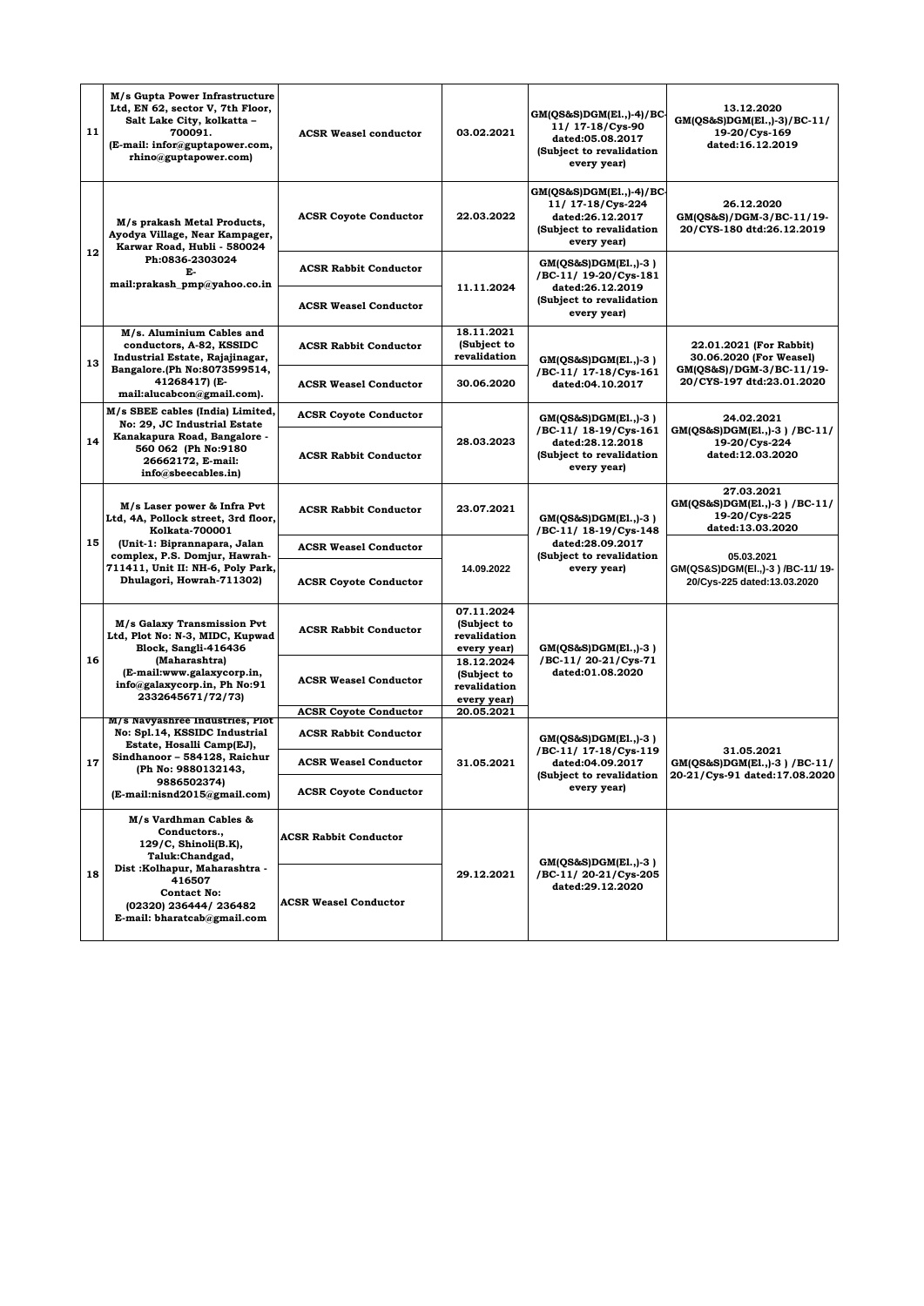| | | | | |
|---|---|---|---|---|
| 11 | M/s Gupta Power Infrastructure Ltd, EN 62, sector V, 7th Floor, Salt Lake City, kolkatta – 700091. (E-mail: infor@guptapower.com, rhino@guptapower.com) | ACSR Weasel conductor | 03.02.2021 | GM(QS&S)DGM(El.,)-4)/BC-11/ 17-18/Cys-90 dated:05.08.2017 (Subject to revalidation every year) | 13.12.2020 GM(QS&S)DGM(El.,)-3)/BC-11/ 19-20/Cys-169 dated:16.12.2019 |
| 12 | M/s prakash Metal Products, Ayodya Village, Near Kampager, Karwar Road, Hubli - 580024 Ph:0836-2303024 E-mail:prakash_pmp@yahoo.co.in | ACSR Coyote Conductor | 22.03.2022 | GM(QS&S)DGM(El.,)-4)/BC-11/ 17-18/Cys-224 dated:26.12.2017 (Subject to revalidation every year) | 26.12.2020 GM(QS&S)/DGM-3/BC-11/19-20/CYS-180 dtd:26.12.2019 |
| | | ACSR Rabbit Conductor | 11.11.2024 | GM(QS&S)DGM(El.,)-3 ) /BC-11/ 19-20/Cys-181 dated:26.12.2019 (Subject to revalidation every year) | |
| | | ACSR Weasel Conductor | | | |
| 13 | M/s. Aluminium Cables and conductors, A-82, KSSIDC Industrial Estate, Rajajinagar, Bangalore.(Ph No:8073599514, 41268417) (E-mail:alucabcon@gmail.com). | ACSR Rabbit Conductor | 18.11.2021 (Subject to revalidation | GM(QS&S)DGM(El.,)-3 ) /BC-11/ 17-18/Cys-161 dated:04.10.2017 | 22.01.2021 (For Rabbit) 30.06.2020 (For Weasel) GM(QS&S)/DGM-3/BC-11/19-20/CYS-197 dtd:23.01.2020 |
| | | ACSR Weasel Conductor | 30.06.2020 | | |
| 14 | M/s SBEE cables (India) Limited, No: 29, JC Industrial Estate Kanakapura Road, Bangalore - 560 062 (Ph No:9180 26662172, E-mail: info@sbeecables.in) | ACSR Coyote Conductor | 28.03.2023 | GM(QS&S)DGM(El.,)-3 ) /BC-11/ 18-19/Cys-161 dated:28.12.2018 (Subject to revalidation every year) | 24.02.2021 GM(QS&S)DGM(El.,)-3 ) /BC-11/ 19-20/Cys-224 dated:12.03.2020 |
| | | ACSR Rabbit Conductor | | | |
| 15 | M/s Laser power & Infra Pvt Ltd, 4A, Pollock street, 3rd floor, Kolkata-700001 (Unit-1: Biprannapara, Jalan complex, P.S. Domjur, Hawrah-711411, Unit II: NH-6, Poly Park, Dhulagori, Howrah-711302) | ACSR Rabbit Conductor | 23.07.2021 | GM(QS&S)DGM(El.,)-3 ) /BC-11/ 18-19/Cys-148 dated:28.09.2017 (Subject to revalidation every year) | 27.03.2021 GM(QS&S)DGM(El.,)-3 ) /BC-11/ 19-20/Cys-225 dated:13.03.2020 |
| | | ACSR Weasel Conductor | 14.09.2022 | | 05.03.2021 GM(QS&S)DGM(El.,)-3 ) /BC-11/ 19-20/Cys-225 dated:13.03.2020 |
| | | ACSR Coyote Conductor | | | |
| 16 | M/s Galaxy Transmission Pvt Ltd, Plot No: N-3, MIDC, Kupwad Block, Sangli-416436 (Maharashtra) (E-mail:www.galaxycorp.in, info@galaxycorp.in, Ph No:91 2332645671/72/73) | ACSR Rabbit Conductor | 07.11.2024 (Subject to revalidation every year) | GM(QS&S)DGM(El.,)-3 ) /BC-11/ 20-21/Cys-71 dated:01.08.2020 | |
| | | ACSR Weasel Conductor | 18.12.2024 (Subject to revalidation every year) | | |
| | | ACSR Coyote Conductor | 20.05.2021 | | |
| 17 | M/s Navyashree Industries, Plot No: Spl.14, KSSIDC Industrial Estate, Hosalli Camp(EJ), Sindhanoor – 584128, Raichur (Ph No: 9880132143, 9886502374) (E-mail:nisnd2015@gmail.com) | ACSR Rabbit Conductor | 31.05.2021 | GM(QS&S)DGM(El.,)-3 ) /BC-11/ 17-18/Cys-119 dated:04.09.2017 (Subject to revalidation every year) | 31.05.2021 GM(QS&S)DGM(El.,)-3 ) /BC-11/ 20-21/Cys-91 dated:17.08.2020 |
| | | ACSR Weasel Conductor | | | |
| | | ACSR Coyote Conductor | | | |
| 18 | M/s Vardhman Cables & Conductors., 129/C, Shinoli(B.K), Taluk:Chandgad, Dist :Kolhapur, Maharashtra - 416507 Contact No: (02320) 236444/ 236482 E-mail: bharatcab@gmail.com | ACSR Rabbit Conductor | 29.12.2021 | GM(QS&S)DGM(El.,)-3 ) /BC-11/ 20-21/Cys-205 dated:29.12.2020 | |
| | | ACSR Weasel Conductor | | | |